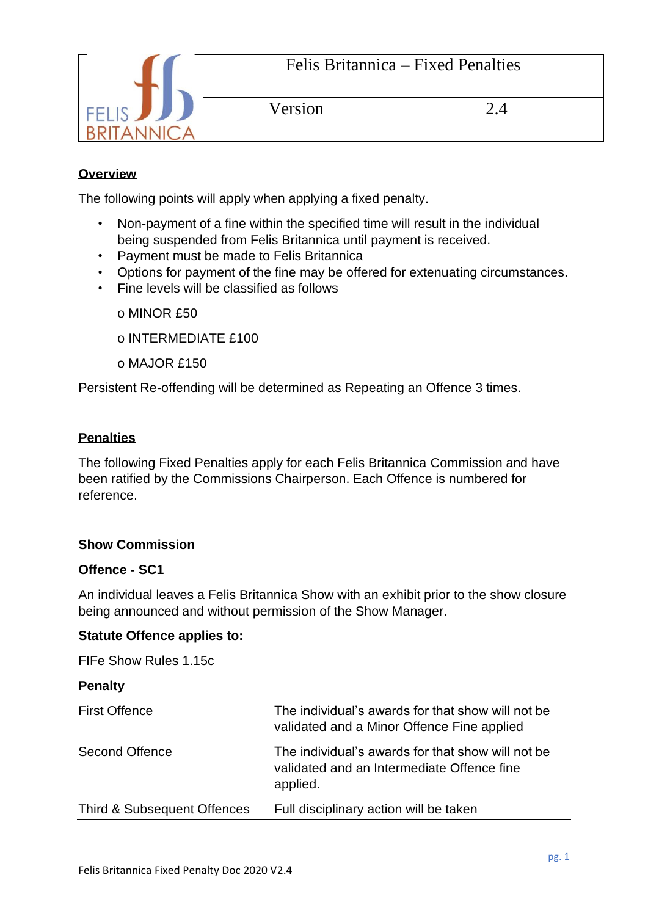| | Felis Britannica – Fixed Penalties | |
|---|---|---|
| FELIS BRITANNICA | Version | 2.4 |

## Overview

The following points will apply when applying a fixed penalty.

- Non-payment of a fine within the specified time will result in the individual being suspended from Felis Britannica until payment is received.
- Payment must be made to Felis Britannica
- Options for payment of the fine may be offered for extenuating circumstances.
- Fine levels will be classified as follows
  - MINOR £50
  - INTERMEDIATE £100
  - MAJOR £150

Persistent Re-offending will be determined as Repeating an Offence 3 times.

## Penalties

The following Fixed Penalties apply for each Felis Britannica Commission and have been ratified by the Commissions Chairperson. Each Offence is numbered for reference.

## Show Commission

### Offence - SC1

An individual leaves a Felis Britannica Show with an exhibit prior to the show closure being announced and without permission of the Show Manager.

**Statute Offence applies to:**

FIFe Show Rules 1.15c

**Penalty**

| | |
|---|---|
| First Offence | The individual's awards for that show will not be validated and a Minor Offence Fine applied |
| Second Offence | The individual's awards for that show will not be validated and an Intermediate Offence fine applied. |
| Third & Subsequent Offences | Full disciplinary action will be taken |

Felis Britannica Fixed Penalty Doc 2020 V2.4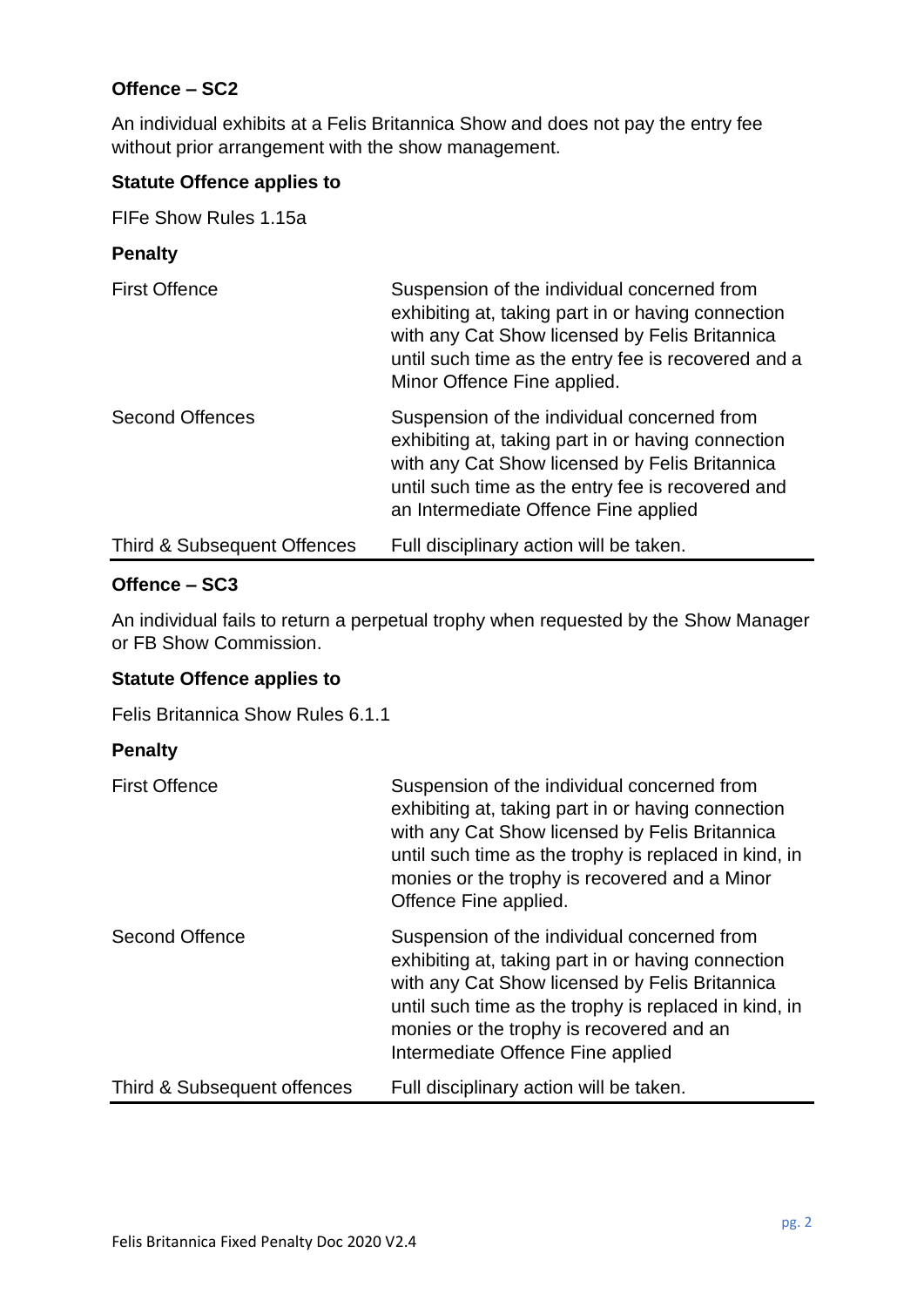**Offence – SC2**

An individual exhibits at a Felis Britannica Show and does not pay the entry fee without prior arrangement with the show management.

**Statute Offence applies to**

FIFe Show Rules 1.15a

**Penalty**

| | |
|---|---|
| First Offence | Suspension of the individual concerned from exhibiting at, taking part in or having connection with any Cat Show licensed by Felis Britannica until such time as the entry fee is recovered and a Minor Offence Fine applied. |
| Second Offences | Suspension of the individual concerned from exhibiting at, taking part in or having connection with any Cat Show licensed by Felis Britannica until such time as the entry fee is recovered and an Intermediate Offence Fine applied |
| Third & Subsequent Offences | Full disciplinary action will be taken. |

**Offence – SC3**

An individual fails to return a perpetual trophy when requested by the Show Manager or FB Show Commission.

**Statute Offence applies to**

Felis Britannica Show Rules 6.1.1

**Penalty**

| | |
|---|---|
| First Offence | Suspension of the individual concerned from exhibiting at, taking part in or having connection with any Cat Show licensed by Felis Britannica until such time as the trophy is replaced in kind, in monies or the trophy is recovered and a Minor Offence Fine applied. |
| Second Offence | Suspension of the individual concerned from exhibiting at, taking part in or having connection with any Cat Show licensed by Felis Britannica until such time as the trophy is replaced in kind, in monies or the trophy is recovered and an Intermediate Offence Fine applied |
| Third & Subsequent offences | Full disciplinary action will be taken. |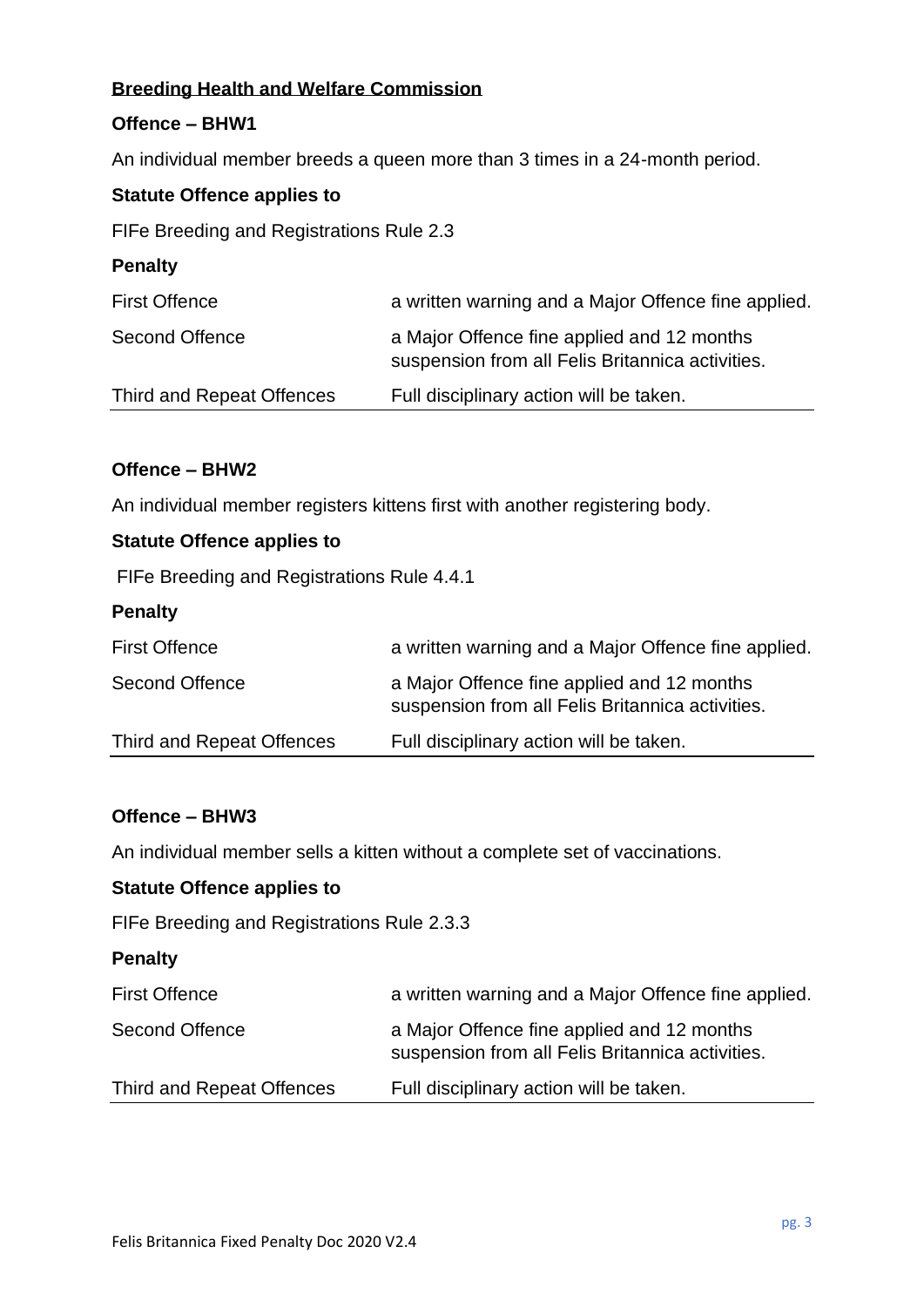**Breeding Health and Welfare Commission**

**Offence – BHW1**

An individual member breeds a queen more than 3 times in a 24-month period.

**Statute Offence applies to**

FIFe Breeding and Registrations Rule 2.3

**Penalty**

| | |
|---|---|
| First Offence | a written warning and a Major Offence fine applied. |
| Second Offence | a Major Offence fine applied and 12 months suspension from all Felis Britannica activities. |
| Third and Repeat Offences | Full disciplinary action will be taken. |

**Offence – BHW2**

An individual member registers kittens first with another registering body.

**Statute Offence applies to**

FIFe Breeding and Registrations Rule 4.4.1

**Penalty**

| | |
|---|---|
| First Offence | a written warning and a Major Offence fine applied. |
| Second Offence | a Major Offence fine applied and 12 months suspension from all Felis Britannica activities. |
| Third and Repeat Offences | Full disciplinary action will be taken. |

**Offence – BHW3**

An individual member sells a kitten without a complete set of vaccinations.

**Statute Offence applies to**

FIFe Breeding and Registrations Rule 2.3.3

**Penalty**

| | |
|---|---|
| First Offence | a written warning and a Major Offence fine applied. |
| Second Offence | a Major Offence fine applied and 12 months suspension from all Felis Britannica activities. |
| Third and Repeat Offences | Full disciplinary action will be taken. |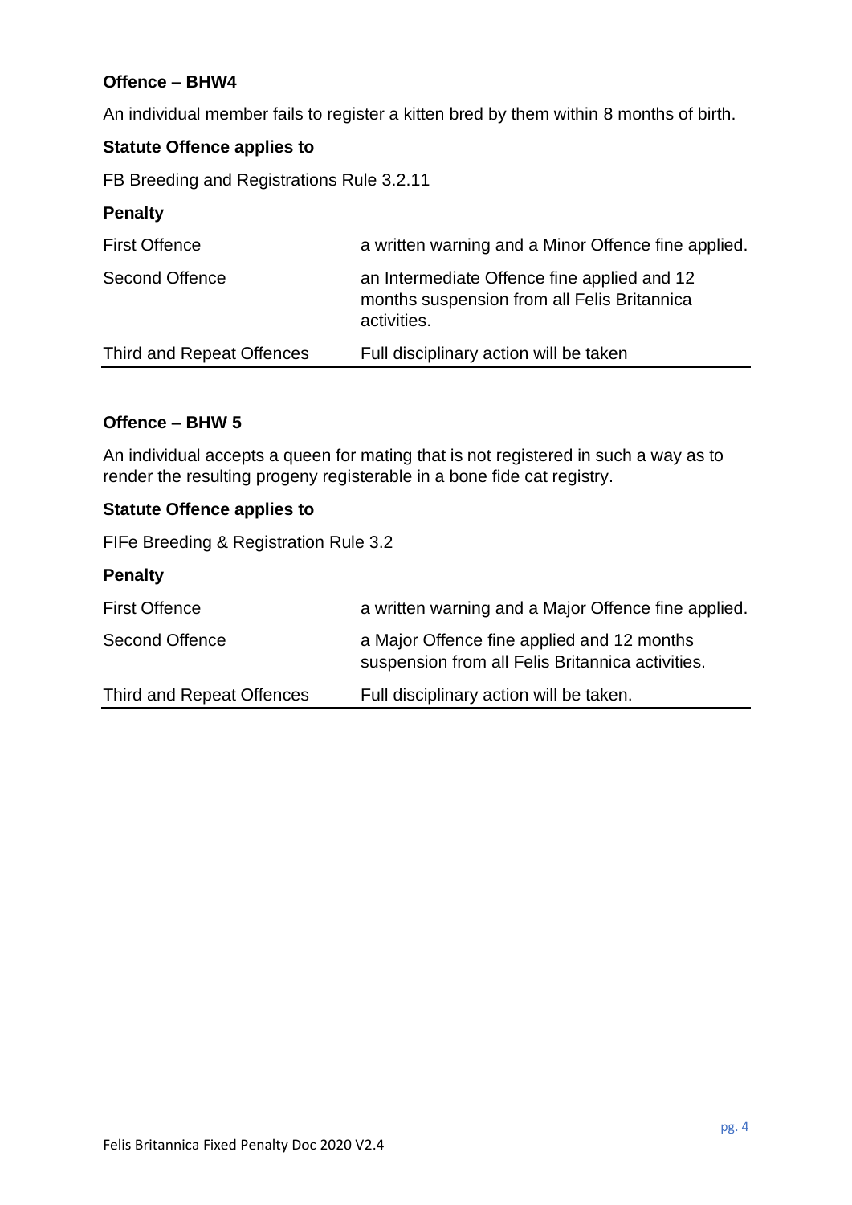**Offence – BHW4**

An individual member fails to register a kitten bred by them within 8 months of birth.

**Statute Offence applies to**

FB Breeding and Registrations Rule 3.2.11

**Penalty**

| | |
|---|---|
| First Offence | a written warning and a Minor Offence fine applied. |
| Second Offence | an Intermediate Offence fine applied and 12 months suspension from all Felis Britannica activities. |
| Third and Repeat Offences | Full disciplinary action will be taken |

**Offence – BHW 5**

An individual accepts a queen for mating that is not registered in such a way as to render the resulting progeny registerable in a bone fide cat registry.

**Statute Offence applies to**

FIFe Breeding & Registration Rule 3.2

**Penalty**

| | |
|---|---|
| First Offence | a written warning and a Major Offence fine applied. |
| Second Offence | a Major Offence fine applied and 12 months suspension from all Felis Britannica activities. |
| Third and Repeat Offences | Full disciplinary action will be taken. |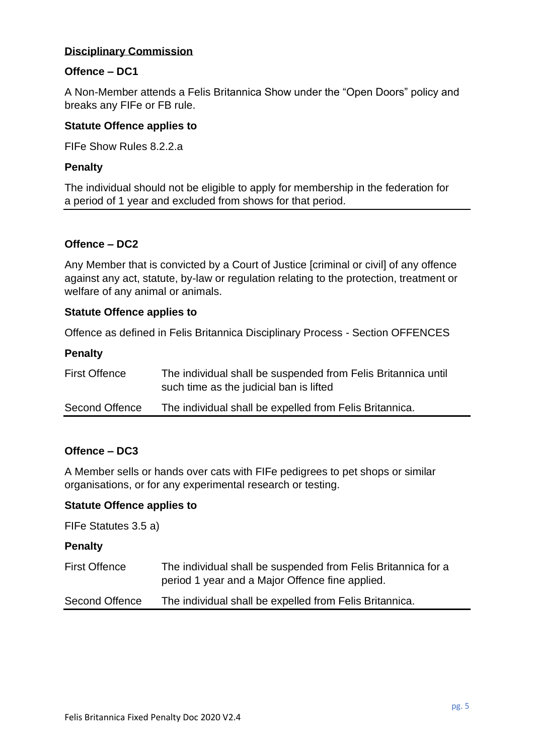## Disciplinary Commission

### Offence – DC1

A Non-Member attends a Felis Britannica Show under the "Open Doors" policy and breaks any FIFe or FB rule.

**Statute Offence applies to**

FIFe Show Rules 8.2.2.a

**Penalty**

The individual should not be eligible to apply for membership in the federation for a period of 1 year and excluded from shows for that period.

---

### Offence – DC2

Any Member that is convicted by a Court of Justice [criminal or civil] of any offence against any act, statute, by-law or regulation relating to the protection, treatment or welfare of any animal or animals.

**Statute Offence applies to**

Offence as defined in Felis Britannica Disciplinary Process - Section OFFENCES

**Penalty**

| | |
|---|---|
| First Offence | The individual shall be suspended from Felis Britannica until such time as the judicial ban is lifted |
| Second Offence | The individual shall be expelled from Felis Britannica. |

---

### Offence – DC3

A Member sells or hands over cats with FIFe pedigrees to pet shops or similar organisations, or for any experimental research or testing.

**Statute Offence applies to**

FIFe Statutes 3.5 a)

**Penalty**

| | |
|---|---|
| First Offence | The individual shall be suspended from Felis Britannica for a period 1 year and a Major Offence fine applied. |
| Second Offence | The individual shall be expelled from Felis Britannica. |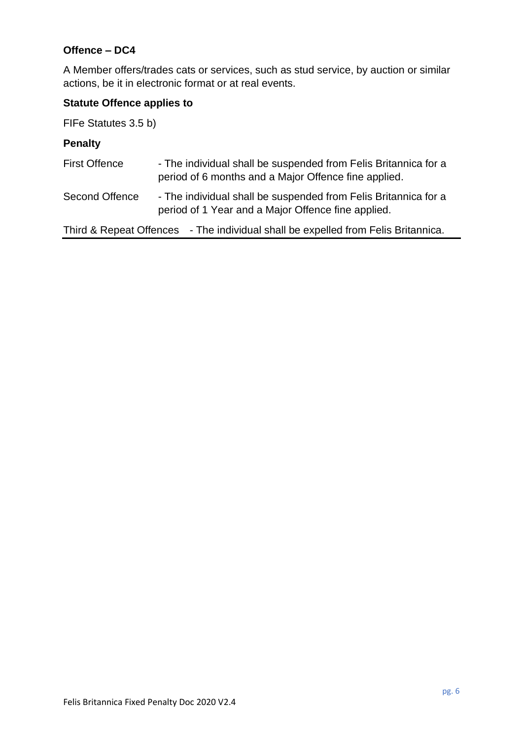**Offence – DC4**

A Member offers/trades cats or services, such as stud service, by auction or similar actions, be it in electronic format or at real events.

**Statute Offence applies to**

FIFe Statutes 3.5 b)

**Penalty**

| | |
|---|---|
| First Offence | - The individual shall be suspended from Felis Britannica for a period of 6 months and a Major Offence fine applied. |
| Second Offence | - The individual shall be suspended from Felis Britannica for a period of 1 Year and a Major Offence fine applied. |
| Third & Repeat Offences | - The individual shall be expelled from Felis Britannica. |